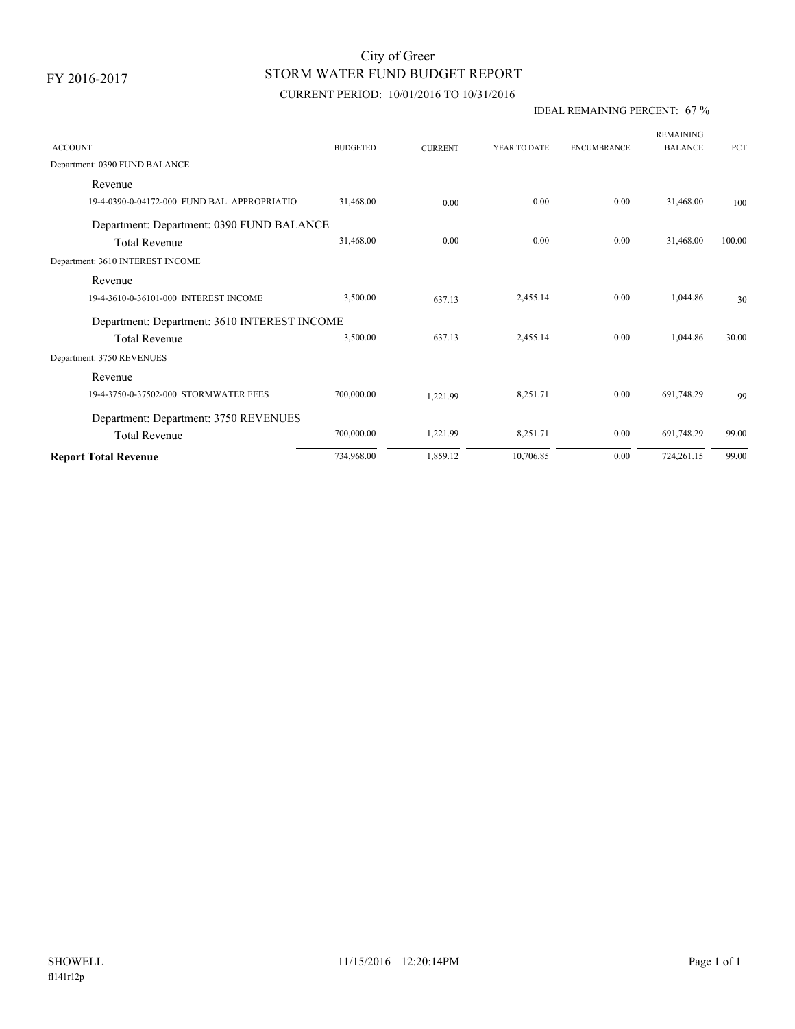FY 2016-2017

# City of Greer
## STORM WATER FUND BUDGET REPORT
### CURRENT PERIOD: 10/01/2016 TO 10/31/2016

IDEAL REMAINING PERCENT: 67 %

| ACCOUNT | BUDGETED | CURRENT | YEAR TO DATE | ENCUMBRANCE | REMAINING BALANCE | PCT |
|---|---|---|---|---|---|---|
| Department: 0390 FUND BALANCE | | | | | | |
| Revenue | | | | | | |
| 19-4-0390-0-04172-000 FUND BAL. APPROPRIATIO | 31,468.00 | 0.00 | 0.00 | 0.00 | 31,468.00 | 100 |
| Department: Department: 0390 FUND BALANCE | | | | | | |
| Total Revenue | 31,468.00 | 0.00 | 0.00 | 0.00 | 31,468.00 | 100.00 |
| Department: 3610 INTEREST INCOME | | | | | | |
| Revenue | | | | | | |
| 19-4-3610-0-36101-000 INTEREST INCOME | 3,500.00 | 637.13 | 2,455.14 | 0.00 | 1,044.86 | 30 |
| Department: Department: 3610 INTEREST INCOME | | | | | | |
| Total Revenue | 3,500.00 | 637.13 | 2,455.14 | 0.00 | 1,044.86 | 30.00 |
| Department: 3750 REVENUES | | | | | | |
| Revenue | | | | | | |
| 19-4-3750-0-37502-000 STORMWATER FEES | 700,000.00 | 1,221.99 | 8,251.71 | 0.00 | 691,748.29 | 99 |
| Department: Department: 3750 REVENUES | | | | | | |
| Total Revenue | 700,000.00 | 1,221.99 | 8,251.71 | 0.00 | 691,748.29 | 99.00 |
| **Report Total Revenue** | 734,968.00 | 1,859.12 | 10,706.85 | 0.00 | 724,261.15 | 99.00 |

SHOWELL 11/15/2016 12:20:14PM

fl141r12p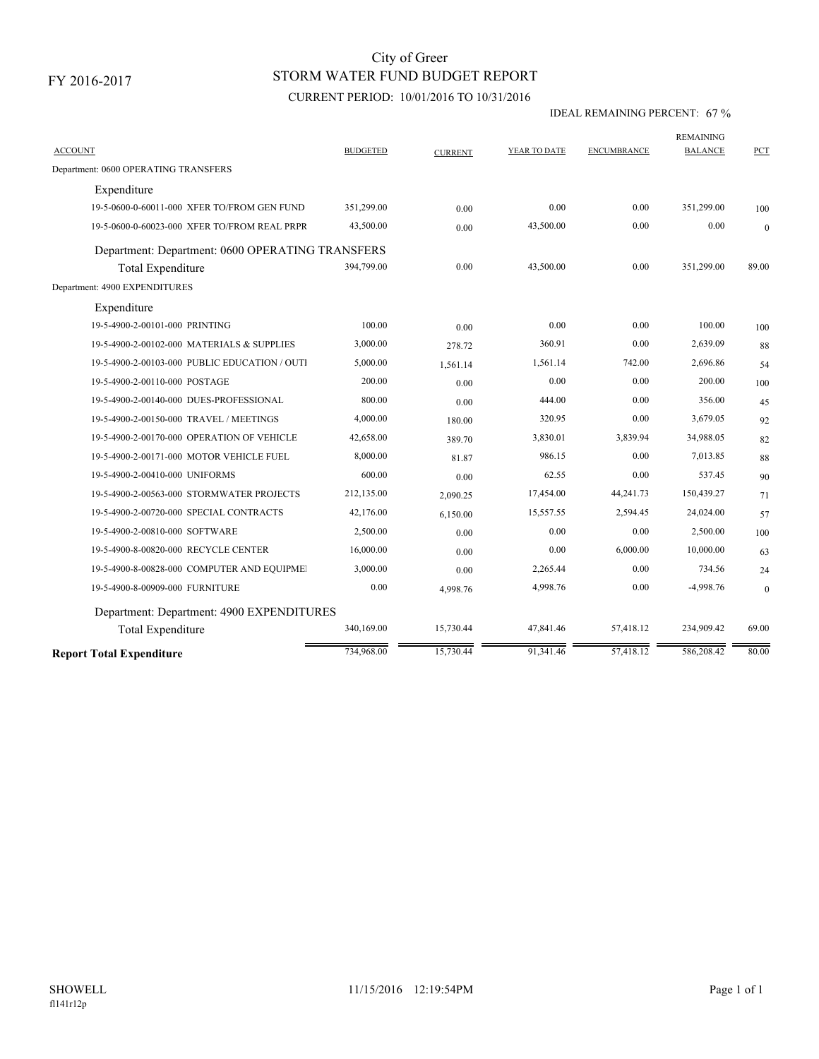FY 2016-2017

# City of Greer
## STORM WATER FUND BUDGET REPORT
### CURRENT PERIOD: 10/01/2016 TO 10/31/2016

IDEAL REMAINING PERCENT: 67 %

| ACCOUNT | BUDGETED | CURRENT | YEAR TO DATE | ENCUMBRANCE | REMAINING BALANCE | PCT |
|---|---|---|---|---|---|---|
| Department: 0600 OPERATING TRANSFERS | | | | | | |
| Expenditure | | | | | | |
| 19-5-0600-0-60011-000 XFER TO/FROM GEN FUND | 351,299.00 | 0.00 | 0.00 | 0.00 | 351,299.00 | 100 |
| 19-5-0600-0-60023-000 XFER TO/FROM REAL PRPR | 43,500.00 | 0.00 | 43,500.00 | 0.00 | 0.00 | 0 |
| Department: Department: 0600 OPERATING TRANSFERS | | | | | | |
| Total Expenditure | 394,799.00 | 0.00 | 43,500.00 | 0.00 | 351,299.00 | 89.00 |
| Department: 4900 EXPENDITURES | | | | | | |
| Expenditure | | | | | | |
| 19-5-4900-2-00101-000 PRINTING | 100.00 | 0.00 | 0.00 | 0.00 | 100.00 | 100 |
| 19-5-4900-2-00102-000 MATERIALS & SUPPLIES | 3,000.00 | 278.72 | 360.91 | 0.00 | 2,639.09 | 88 |
| 19-5-4900-2-00103-000 PUBLIC EDUCATION / OUTI | 5,000.00 | 1,561.14 | 1,561.14 | 742.00 | 2,696.86 | 54 |
| 19-5-4900-2-00110-000 POSTAGE | 200.00 | 0.00 | 0.00 | 0.00 | 200.00 | 100 |
| 19-5-4900-2-00140-000 DUES-PROFESSIONAL | 800.00 | 0.00 | 444.00 | 0.00 | 356.00 | 45 |
| 19-5-4900-2-00150-000 TRAVEL / MEETINGS | 4,000.00 | 180.00 | 320.95 | 0.00 | 3,679.05 | 92 |
| 19-5-4900-2-00170-000 OPERATION OF VEHICLE | 42,658.00 | 389.70 | 3,830.01 | 3,839.94 | 34,988.05 | 82 |
| 19-5-4900-2-00171-000 MOTOR VEHICLE FUEL | 8,000.00 | 81.87 | 986.15 | 0.00 | 7,013.85 | 88 |
| 19-5-4900-2-00410-000 UNIFORMS | 600.00 | 0.00 | 62.55 | 0.00 | 537.45 | 90 |
| 19-5-4900-2-00563-000 STORMWATER PROJECTS | 212,135.00 | 2,090.25 | 17,454.00 | 44,241.73 | 150,439.27 | 71 |
| 19-5-4900-2-00720-000 SPECIAL CONTRACTS | 42,176.00 | 6,150.00 | 15,557.55 | 2,594.45 | 24,024.00 | 57 |
| 19-5-4900-2-00810-000 SOFTWARE | 2,500.00 | 0.00 | 0.00 | 0.00 | 2,500.00 | 100 |
| 19-5-4900-8-00820-000 RECYCLE CENTER | 16,000.00 | 0.00 | 0.00 | 6,000.00 | 10,000.00 | 63 |
| 19-5-4900-8-00828-000 COMPUTER AND EQUIPMEI | 3,000.00 | 0.00 | 2,265.44 | 0.00 | 734.56 | 24 |
| 19-5-4900-8-00909-000 FURNITURE | 0.00 | 4,998.76 | 4,998.76 | 0.00 | -4,998.76 | 0 |
| Department: Department: 4900 EXPENDITURES | | | | | | |
| Total Expenditure | 340,169.00 | 15,730.44 | 47,841.46 | 57,418.12 | 234,909.42 | 69.00 |
| **Report Total Expenditure** | 734,968.00 | 15,730.44 | 91,341.46 | 57,418.12 | 586,208.42 | 80.00 |

SHOWELL 11/15/2016 12:19:54PM

fl141r12p